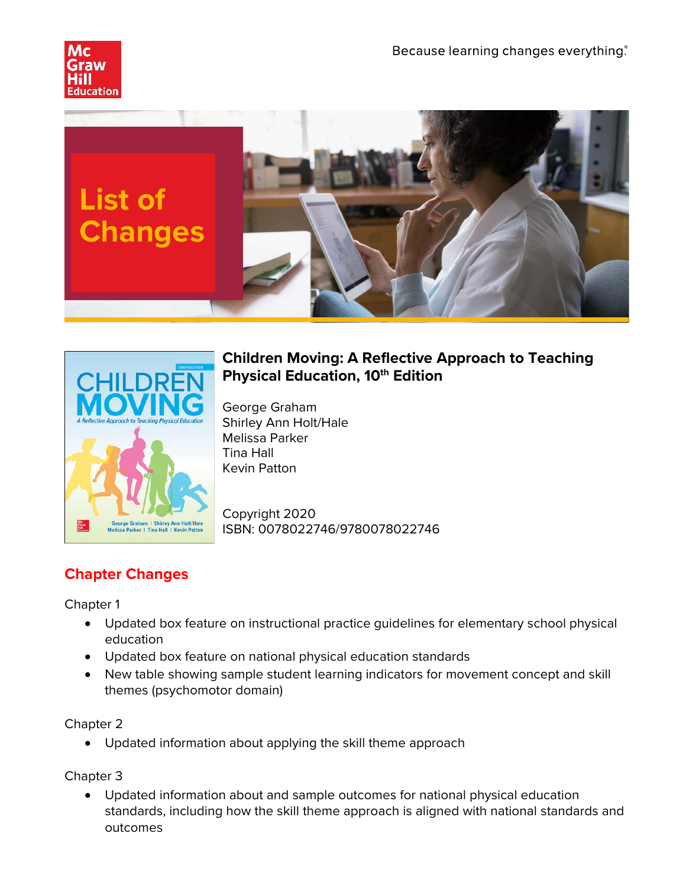Because learning changes everything.®

# List of Changes

## Children Moving: A Reflective Approach to Teaching Physical Education, 10th Edition

George Graham
Shirley Ann Holt/Hale
Melissa Parker
Tina Hall
Kevin Patton

Copyright 2020
ISBN: 0078022746/9780078022746

## Chapter Changes

Chapter 1

- Updated box feature on instructional practice guidelines for elementary school physical education
- Updated box feature on national physical education standards
- New table showing sample student learning indicators for movement concept and skill themes (psychomotor domain)

Chapter 2

- Updated information about applying the skill theme approach

Chapter 3

- Updated information about and sample outcomes for national physical education standards, including how the skill theme approach is aligned with national standards and outcomes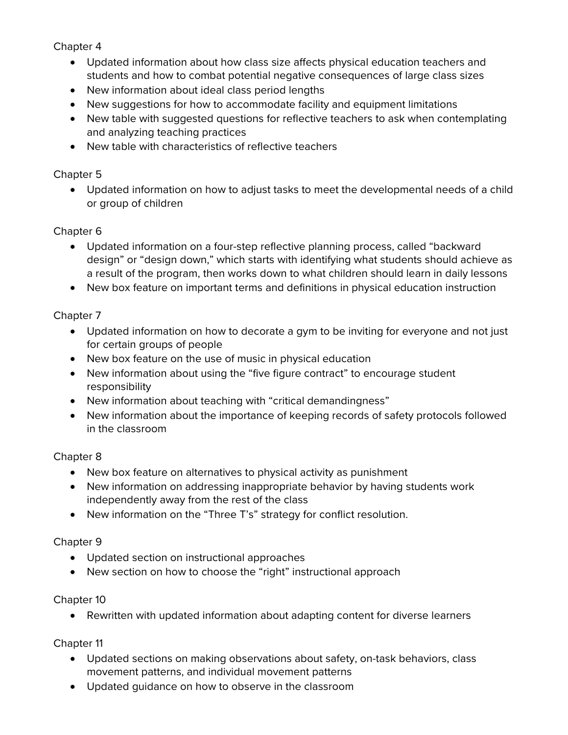Chapter 4

- Updated information about how class size affects physical education teachers and students and how to combat potential negative consequences of large class sizes
- New information about ideal class period lengths
- New suggestions for how to accommodate facility and equipment limitations
- New table with suggested questions for reflective teachers to ask when contemplating and analyzing teaching practices
- New table with characteristics of reflective teachers

Chapter 5

- Updated information on how to adjust tasks to meet the developmental needs of a child or group of children

Chapter 6

- Updated information on a four-step reflective planning process, called "backward design" or "design down," which starts with identifying what students should achieve as a result of the program, then works down to what children should learn in daily lessons
- New box feature on important terms and definitions in physical education instruction

Chapter 7

- Updated information on how to decorate a gym to be inviting for everyone and not just for certain groups of people
- New box feature on the use of music in physical education
- New information about using the "five figure contract" to encourage student responsibility
- New information about teaching with "critical demandingness"
- New information about the importance of keeping records of safety protocols followed in the classroom

Chapter 8

- New box feature on alternatives to physical activity as punishment
- New information on addressing inappropriate behavior by having students work independently away from the rest of the class
- New information on the "Three T's" strategy for conflict resolution.

Chapter 9

- Updated section on instructional approaches
- New section on how to choose the "right" instructional approach

Chapter 10

- Rewritten with updated information about adapting content for diverse learners

Chapter 11

- Updated sections on making observations about safety, on-task behaviors, class movement patterns, and individual movement patterns
- Updated guidance on how to observe in the classroom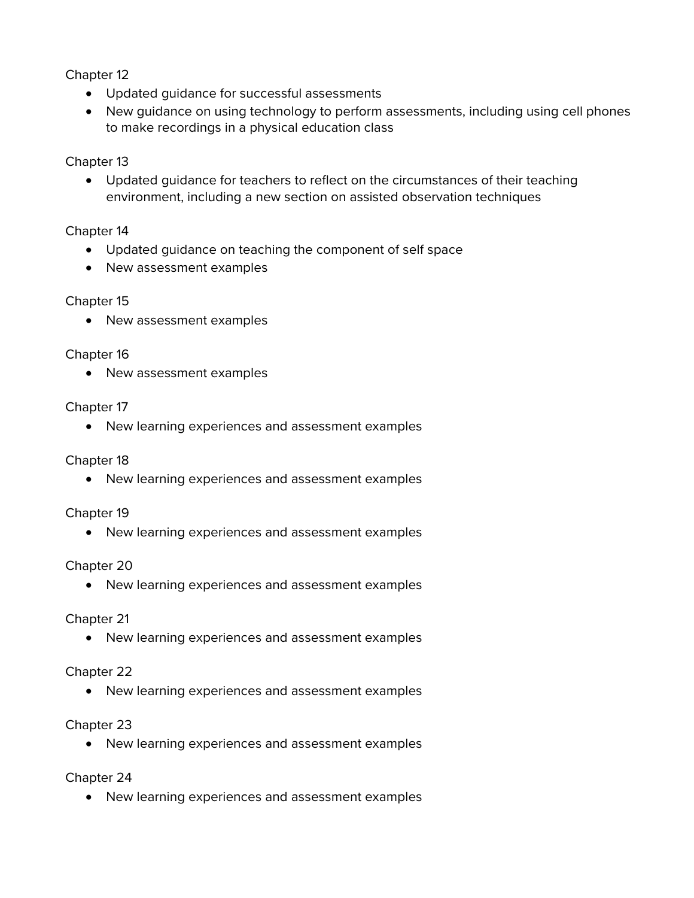Chapter 12

- Updated guidance for successful assessments
- New guidance on using technology to perform assessments, including using cell phones to make recordings in a physical education class

Chapter 13

- Updated guidance for teachers to reflect on the circumstances of their teaching environment, including a new section on assisted observation techniques

Chapter 14

- Updated guidance on teaching the component of self space
- New assessment examples

Chapter 15

- New assessment examples

Chapter 16

- New assessment examples

Chapter 17

- New learning experiences and assessment examples

Chapter 18

- New learning experiences and assessment examples

Chapter 19

- New learning experiences and assessment examples

Chapter 20

- New learning experiences and assessment examples

Chapter 21

- New learning experiences and assessment examples

Chapter 22

- New learning experiences and assessment examples

Chapter 23

- New learning experiences and assessment examples

Chapter 24

- New learning experiences and assessment examples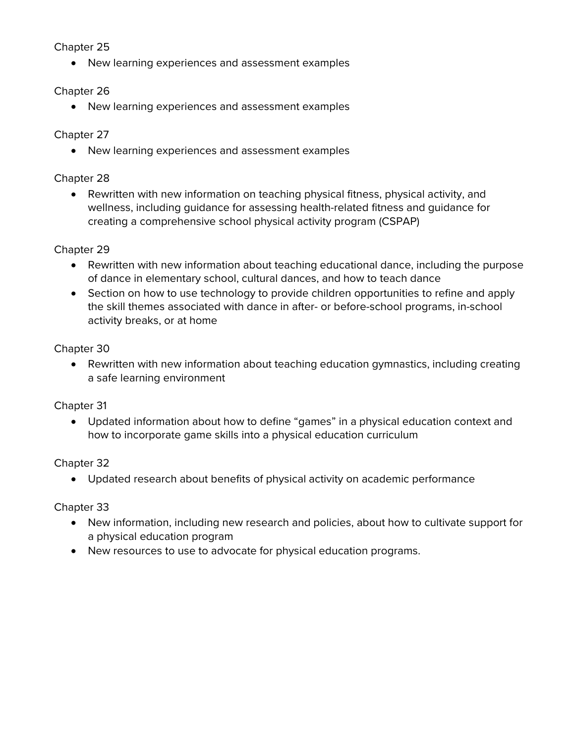Chapter 25

- New learning experiences and assessment examples

Chapter 26

- New learning experiences and assessment examples

Chapter 27

- New learning experiences and assessment examples

Chapter 28

- Rewritten with new information on teaching physical fitness, physical activity, and wellness, including guidance for assessing health-related fitness and guidance for creating a comprehensive school physical activity program (CSPAP)

Chapter 29

- Rewritten with new information about teaching educational dance, including the purpose of dance in elementary school, cultural dances, and how to teach dance
- Section on how to use technology to provide children opportunities to refine and apply the skill themes associated with dance in after- or before-school programs, in-school activity breaks, or at home

Chapter 30

- Rewritten with new information about teaching education gymnastics, including creating a safe learning environment

Chapter 31

- Updated information about how to define "games" in a physical education context and how to incorporate game skills into a physical education curriculum

Chapter 32

- Updated research about benefits of physical activity on academic performance

Chapter 33

- New information, including new research and policies, about how to cultivate support for a physical education program
- New resources to use to advocate for physical education programs.